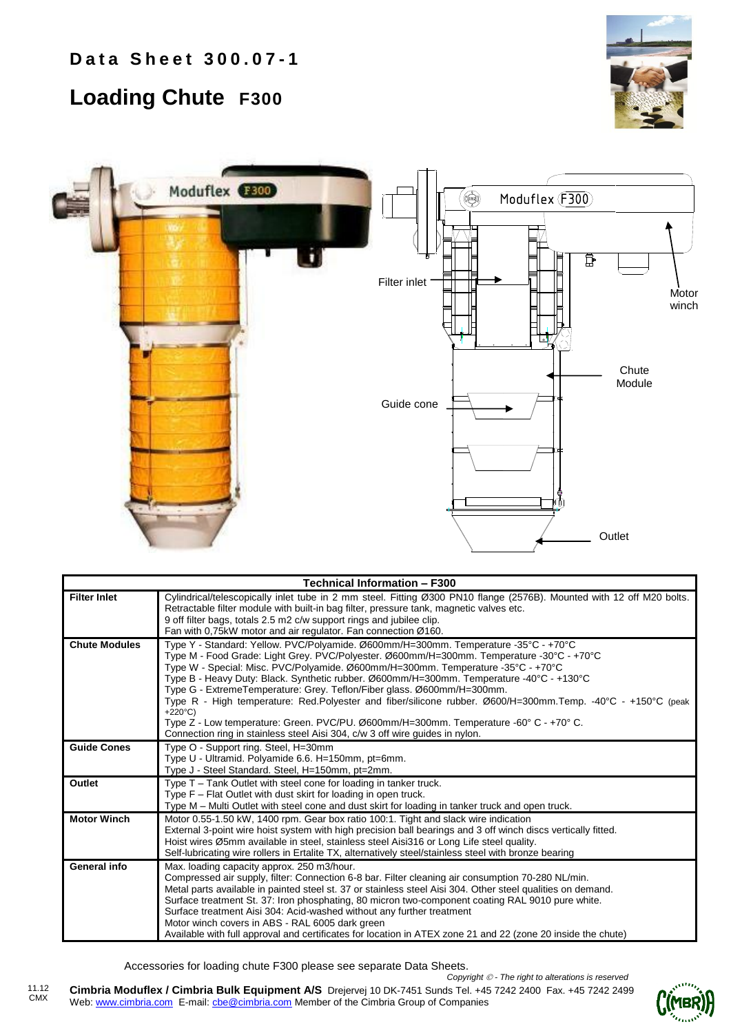# Data Sheet 300.07-1

# Loading Chute F300

Filter inlet

Motor winch

Chute Module

Guide cone

Outlet

| Technical Information – F300 | |
|---|---|
| **Filter Inlet** | Cylindrical/telescopically inlet tube in 2 mm steel. Fitting Ø300 PN10 flange (2576B). Mounted with 12 off M20 bolts. Retractable filter module with built-in bag filter, pressure tank, magnetic valves etc.<br>9 off filter bags, totals 2.5 m2 c/w support rings and jubilee clip.<br>Fan with 0,75kW motor and air regulator. Fan connection Ø160. |
| **Chute Modules** | Type Y - Standard: Yellow. PVC/Polyamide. Ø600mm/H=300mm. Temperature -35°C - +70°C<br>Type M - Food Grade: Light Grey. PVC/Polyester. Ø600mm/H=300mm. Temperature -30°C - +70°C<br>Type W - Special: Misc. PVC/Polyamide. Ø600mm/H=300mm. Temperature -35°C - +70°C<br>Type B - Heavy Duty: Black. Synthetic rubber. Ø600mm/H=300mm. Temperature -40°C - +130°C<br>Type G - ExtremeTemperature: Grey. Teflon/Fiber glass. Ø600mm/H=300mm.<br>Type R - High temperature: Red.Polyester and fiber/silicone rubber. Ø600/H=300mm.Temp. -40°C - +150°C (peak +220°C)<br>Type Z - Low temperature: Green. PVC/PU. Ø600mm/H=300mm. Temperature -60° C - +70° C.<br>Connection ring in stainless steel Aisi 304, c/w 3 off wire guides in nylon. |
| **Guide Cones** | Type O - Support ring. Steel, H=30mm<br>Type U - Ultramid. Polyamide 6.6. H=150mm, pt=6mm.<br>Type J - Steel Standard. Steel, H=150mm, pt=2mm. |
| **Outlet** | Type T – Tank Outlet with steel cone for loading in tanker truck.<br>Type F – Flat Outlet with dust skirt for loading in open truck.<br>Type M – Multi Outlet with steel cone and dust skirt for loading in tanker truck and open truck. |
| **Motor Winch** | Motor 0.55-1.50 kW, 1400 rpm. Gear box ratio 100:1. Tight and slack wire indication<br>External 3-point wire hoist system with high precision ball bearings and 3 off winch discs vertically fitted.<br>Hoist wires Ø5mm available in steel, stainless steel Aisi316 or Long Life steel quality.<br>Self-lubricating wire rollers in Ertalite TX, alternatively steel/stainless steel with bronze bearing |
| **General info** | Max. loading capacity approx. 250 m3/hour.<br>Compressed air supply, filter: Connection 6-8 bar. Filter cleaning air consumption 70-280 NL/min.<br>Metal parts available in painted steel st. 37 or stainless steel Aisi 304. Other steel qualities on demand.<br>Surface treatment St. 37: Iron phosphating, 80 micron two-component coating RAL 9010 pure white.<br>Surface treatment Aisi 304: Acid-washed without any further treatment<br>Motor winch covers in ABS - RAL 6005 dark green<br>Available with full approval and certificates for location in ATEX zone 21 and 22 (zone 20 inside the chute) |

Accessories for loading chute F300 please see separate Data Sheets.

*Copyright © - The right to alterations is reserved*

11.12 CMX

**Cimbria Moduflex / Cimbria Bulk Equipment A/S** Drejervej 10 DK-7451 Sunds Tel. +45 7242 2400 Fax. +45 7242 2499
Web: www.cimbria.com E-mail: cbe@cimbria.com Member of the Cimbria Group of Companies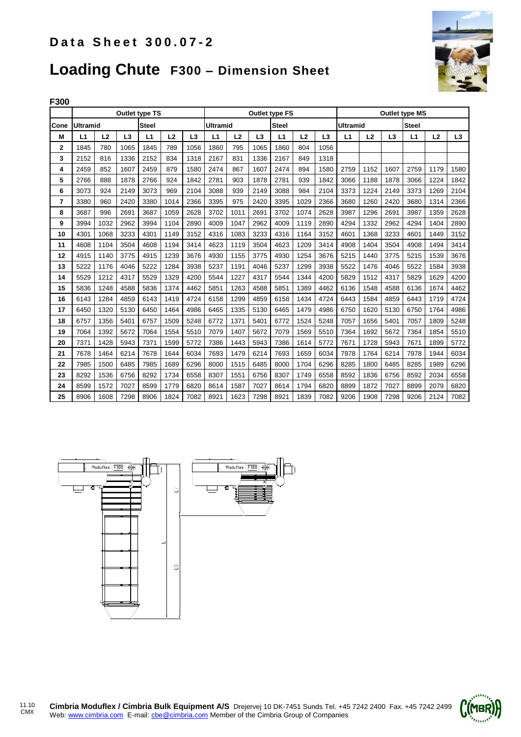**Data Sheet 300.07-2**

# Loading Chute F300 – Dimension Sheet

**F300**

| | Outlet type TS | | | | | | Outlet type FS | | | | | | Outlet type MS | | | | | |
|---|---|---|---|---|---|---|---|---|---|---|---|---|---|---|---|---|---|---|
| Cone | Ultramid | | | Steel | | | Ultramid | | | Steel | | | Ultramid | | | Steel | | |
| M | L1 | L2 | L3 | L1 | L2 | L3 | L1 | L2 | L3 | L1 | L2 | L3 | L1 | L2 | L3 | L1 | L2 | L3 |
| 2 | 1845 | 780 | 1065 | 1845 | 789 | 1056 | 1860 | 795 | 1065 | 1860 | 804 | 1056 | | | | | | |
| 3 | 2152 | 816 | 1336 | 2152 | 834 | 1318 | 2167 | 831 | 1336 | 2167 | 849 | 1318 | | | | | | |
| 4 | 2459 | 852 | 1607 | 2459 | 879 | 1580 | 2474 | 867 | 1607 | 2474 | 894 | 1580 | 2759 | 1152 | 1607 | 2759 | 1179 | 1580 |
| 5 | 2766 | 888 | 1878 | 2766 | 924 | 1842 | 2781 | 903 | 1878 | 2781 | 939 | 1842 | 3066 | 1188 | 1878 | 3066 | 1224 | 1842 |
| 6 | 3073 | 924 | 2149 | 3073 | 969 | 2104 | 3088 | 939 | 2149 | 3088 | 984 | 2104 | 3373 | 1224 | 2149 | 3373 | 1269 | 2104 |
| 7 | 3380 | 960 | 2420 | 3380 | 1014 | 2366 | 3395 | 975 | 2420 | 3395 | 1029 | 2366 | 3680 | 1260 | 2420 | 3680 | 1314 | 2366 |
| 8 | 3687 | 996 | 2691 | 3687 | 1059 | 2628 | 3702 | 1011 | 2691 | 3702 | 1074 | 2628 | 3987 | 1296 | 2691 | 3987 | 1359 | 2628 |
| 9 | 3994 | 1032 | 2962 | 3994 | 1104 | 2890 | 4009 | 1047 | 2962 | 4009 | 1119 | 2890 | 4294 | 1332 | 2962 | 4294 | 1404 | 2890 |
| 10 | 4301 | 1068 | 3233 | 4301 | 1149 | 3152 | 4316 | 1083 | 3233 | 4316 | 1164 | 3152 | 4601 | 1368 | 3233 | 4601 | 1449 | 3152 |
| 11 | 4608 | 1104 | 3504 | 4608 | 1194 | 3414 | 4623 | 1119 | 3504 | 4623 | 1209 | 3414 | 4908 | 1404 | 3504 | 4908 | 1494 | 3414 |
| 12 | 4915 | 1140 | 3775 | 4915 | 1239 | 3676 | 4930 | 1155 | 3775 | 4930 | 1254 | 3676 | 5215 | 1440 | 3775 | 5215 | 1539 | 3676 |
| 13 | 5222 | 1176 | 4046 | 5222 | 1284 | 3938 | 5237 | 1191 | 4046 | 5237 | 1299 | 3938 | 5522 | 1476 | 4046 | 5522 | 1584 | 3938 |
| 14 | 5529 | 1212 | 4317 | 5529 | 1329 | 4200 | 5544 | 1227 | 4317 | 5544 | 1344 | 4200 | 5829 | 1512 | 4317 | 5829 | 1629 | 4200 |
| 15 | 5836 | 1248 | 4588 | 5836 | 1374 | 4462 | 5851 | 1263 | 4588 | 5851 | 1389 | 4462 | 6136 | 1548 | 4588 | 6136 | 1674 | 4462 |
| 16 | 6143 | 1284 | 4859 | 6143 | 1419 | 4724 | 6158 | 1299 | 4859 | 6158 | 1434 | 4724 | 6443 | 1584 | 4859 | 6443 | 1719 | 4724 |
| 17 | 6450 | 1320 | 5130 | 6450 | 1464 | 4986 | 6465 | 1335 | 5130 | 6465 | 1479 | 4986 | 6750 | 1620 | 5130 | 6750 | 1764 | 4986 |
| 18 | 6757 | 1356 | 5401 | 6757 | 1509 | 5248 | 6772 | 1371 | 5401 | 6772 | 1524 | 5248 | 7057 | 1656 | 5401 | 7057 | 1809 | 5248 |
| 19 | 7064 | 1392 | 5672 | 7064 | 1554 | 5510 | 7079 | 1407 | 5672 | 7079 | 1569 | 5510 | 7364 | 1692 | 5672 | 7364 | 1854 | 5510 |
| 20 | 7371 | 1428 | 5943 | 7371 | 1599 | 5772 | 7386 | 1443 | 5943 | 7386 | 1614 | 5772 | 7671 | 1728 | 5943 | 7671 | 1899 | 5772 |
| 21 | 7678 | 1464 | 6214 | 7678 | 1644 | 6034 | 7693 | 1479 | 6214 | 7693 | 1659 | 6034 | 7978 | 1764 | 6214 | 7978 | 1944 | 6034 |
| 22 | 7985 | 1500 | 6485 | 7985 | 1689 | 6296 | 8000 | 1515 | 6485 | 8000 | 1704 | 6296 | 8285 | 1800 | 6485 | 8285 | 1989 | 6296 |
| 23 | 8292 | 1536 | 6756 | 8292 | 1734 | 6558 | 8307 | 1551 | 6756 | 8307 | 1749 | 6558 | 8592 | 1836 | 6756 | 8592 | 2034 | 6558 |
| 24 | 8599 | 1572 | 7027 | 8599 | 1779 | 6820 | 8614 | 1587 | 7027 | 8614 | 1794 | 6820 | 8899 | 1872 | 7027 | 8899 | 2079 | 6820 |
| 25 | 8906 | 1608 | 7298 | 8906 | 1824 | 7082 | 8921 | 1623 | 7298 | 8921 | 1839 | 7082 | 9206 | 1908 | 7298 | 9206 | 2124 | 7082 |

Moduflex F300 — L1, L2, L3

11.10 CMX **Cimbria Moduflex / Cimbria Bulk Equipment A/S** Drejervej 10 DK-7451 Sunds Tel. +45 7242 2400 Fax. +45 7242 2499 Web: www.cimbria.com E-mail: cbe@cimbria.com Member of the Cimbria Group of Companies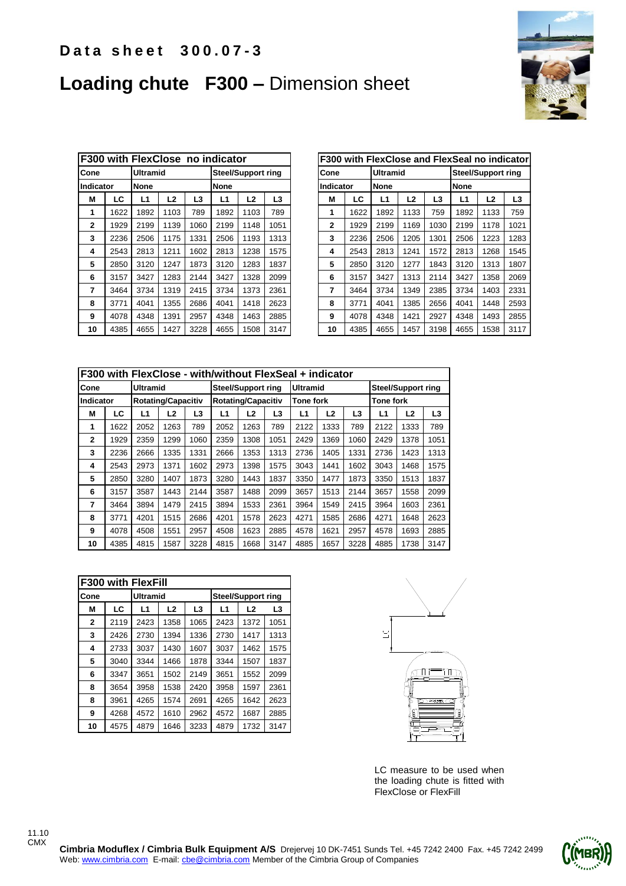**Data sheet 300.07-3**

# Loading chute F300 – Dimension sheet

| F300 with FlexClose no indicator | | | | | | | |
|---|---|---|---|---|---|---|---|
| Cone | | Ultramid | | | Steel/Support ring | | |
| Indicator | | None | | | None | | |
| M | LC | L1 | L2 | L3 | L1 | L2 | L3 |
| 1 | 1622 | 1892 | 1103 | 789 | 1892 | 1103 | 789 |
| 2 | 1929 | 2199 | 1139 | 1060 | 2199 | 1148 | 1051 |
| 3 | 2236 | 2506 | 1175 | 1331 | 2506 | 1193 | 1313 |
| 4 | 2543 | 2813 | 1211 | 1602 | 2813 | 1238 | 1575 |
| 5 | 2850 | 3120 | 1247 | 1873 | 3120 | 1283 | 1837 |
| 6 | 3157 | 3427 | 1283 | 2144 | 3427 | 1328 | 2099 |
| 7 | 3464 | 3734 | 1319 | 2415 | 3734 | 1373 | 2361 |
| 8 | 3771 | 4041 | 1355 | 2686 | 4041 | 1418 | 2623 |
| 9 | 4078 | 4348 | 1391 | 2957 | 4348 | 1463 | 2885 |
| 10 | 4385 | 4655 | 1427 | 3228 | 4655 | 1508 | 3147 |

| F300 with FlexClose and FlexSeal no indicator | | | | | | | |
|---|---|---|---|---|---|---|---|
| Cone | | Ultramid | | | Steel/Support ring | | |
| Indicator | | None | | | None | | |
| M | LC | L1 | L2 | L3 | L1 | L2 | L3 |
| 1 | 1622 | 1892 | 1133 | 759 | 1892 | 1133 | 759 |
| 2 | 1929 | 2199 | 1169 | 1030 | 2199 | 1178 | 1021 |
| 3 | 2236 | 2506 | 1205 | 1301 | 2506 | 1223 | 1283 |
| 4 | 2543 | 2813 | 1241 | 1572 | 2813 | 1268 | 1545 |
| 5 | 2850 | 3120 | 1277 | 1843 | 3120 | 1313 | 1807 |
| 6 | 3157 | 3427 | 1313 | 2114 | 3427 | 1358 | 2069 |
| 7 | 3464 | 3734 | 1349 | 2385 | 3734 | 1403 | 2331 |
| 8 | 3771 | 4041 | 1385 | 2656 | 4041 | 1448 | 2593 |
| 9 | 4078 | 4348 | 1421 | 2927 | 4348 | 1493 | 2855 |
| 10 | 4385 | 4655 | 1457 | 3198 | 4655 | 1538 | 3117 |

| F300 with FlexClose - with/without FlexSeal + indicator | | | | | | | | | | | | | | |
|---|---|---|---|---|---|---|---|---|---|---|---|---|---|---|
| Cone | | Ultramid | | | Steel/Support ring | | | Ultramid | | | Steel/Support ring | | |
| Indicator | | Rotating/Capacitiv | | | Rotating/Capacitiv | | | Tone fork | | | Tone fork | | |
| M | LC | L1 | L2 | L3 | L1 | L2 | L3 | L1 | L2 | L3 | L1 | L2 | L3 |
| 1 | 1622 | 2052 | 1263 | 789 | 2052 | 1263 | 789 | 2122 | 1333 | 789 | 2122 | 1333 | 789 |
| 2 | 1929 | 2359 | 1299 | 1060 | 2359 | 1308 | 1051 | 2429 | 1369 | 1060 | 2429 | 1378 | 1051 |
| 3 | 2236 | 2666 | 1335 | 1331 | 2666 | 1353 | 1313 | 2736 | 1405 | 1331 | 2736 | 1423 | 1313 |
| 4 | 2543 | 2973 | 1371 | 1602 | 2973 | 1398 | 1575 | 3043 | 1441 | 1602 | 3043 | 1468 | 1575 |
| 5 | 2850 | 3280 | 1407 | 1873 | 3280 | 1443 | 1837 | 3350 | 1477 | 1873 | 3350 | 1513 | 1837 |
| 6 | 3157 | 3587 | 1443 | 2144 | 3587 | 1488 | 2099 | 3657 | 1513 | 2144 | 3657 | 1558 | 2099 |
| 7 | 3464 | 3894 | 1479 | 2415 | 3894 | 1533 | 2361 | 3964 | 1549 | 2415 | 3964 | 1603 | 2361 |
| 8 | 3771 | 4201 | 1515 | 2686 | 4201 | 1578 | 2623 | 4271 | 1585 | 2686 | 4271 | 1648 | 2623 |
| 9 | 4078 | 4508 | 1551 | 2957 | 4508 | 1623 | 2885 | 4578 | 1621 | 2957 | 4578 | 1693 | 2885 |
| 10 | 4385 | 4815 | 1587 | 3228 | 4815 | 1668 | 3147 | 4885 | 1657 | 3228 | 4885 | 1738 | 3147 |

| F300 with FlexFill | | | | | | | |
|---|---|---|---|---|---|---|---|
| Cone | | Ultramid | | | Steel/Support ring | | |
| M | LC | L1 | L2 | L3 | L1 | L2 | L3 |
| 2 | 2119 | 2423 | 1358 | 1065 | 2423 | 1372 | 1051 |
| 3 | 2426 | 2730 | 1394 | 1336 | 2730 | 1417 | 1313 |
| 4 | 2733 | 3037 | 1430 | 1607 | 3037 | 1462 | 1575 |
| 5 | 3040 | 3344 | 1466 | 1878 | 3344 | 1507 | 1837 |
| 6 | 3347 | 3651 | 1502 | 2149 | 3651 | 1552 | 2099 |
| 8 | 3654 | 3958 | 1538 | 2420 | 3958 | 1597 | 2361 |
| 8 | 3961 | 4265 | 1574 | 2691 | 4265 | 1642 | 2623 |
| 9 | 4268 | 4572 | 1610 | 2962 | 4572 | 1687 | 2885 |
| 10 | 4575 | 4879 | 1646 | 3233 | 4879 | 1732 | 3147 |

LC

LC measure to be used when the loading chute is fitted with FlexClose or FlexFill

11.10
CMX

**Cimbria Moduflex / Cimbria Bulk Equipment A/S** Drejervej 10 DK-7451 Sunds Tel. +45 7242 2400 Fax. +45 7242 2499
Web: www.cimbria.com E-mail: cbe@cimbria.com Member of the Cimbria Group of Companies